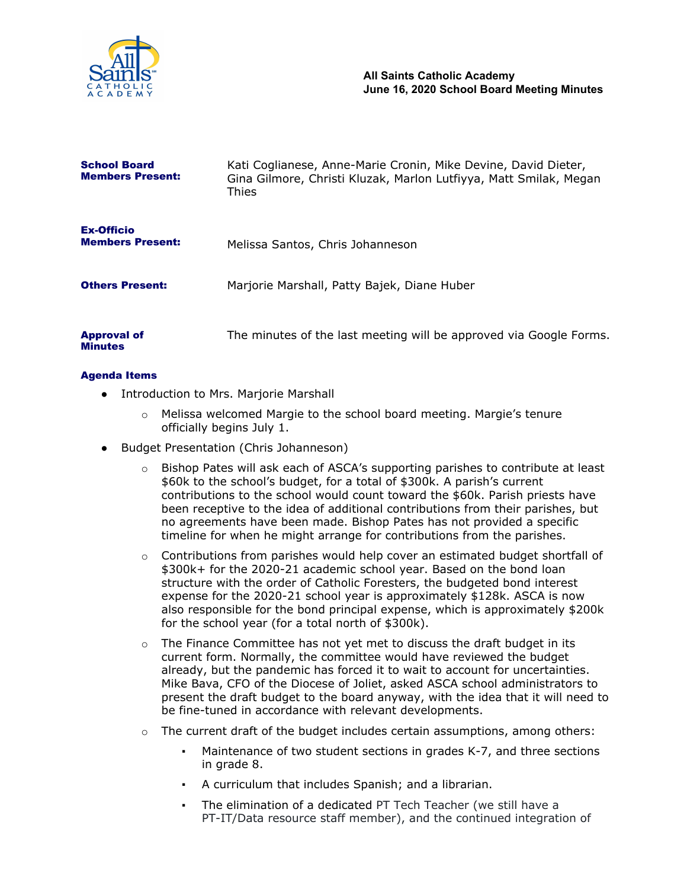**All Saints Catholic Academy**
**June 16, 2020 School Board Meeting Minutes**

| | |
|---|---|
| **School Board Members Present:** | Kati Coglianese, Anne-Marie Cronin, Mike Devine, David Dieter, Gina Gilmore, Christi Kluzak, Marlon Lutfiyya, Matt Smilak, Megan Thies |
| **Ex-Officio Members Present:** | Melissa Santos, Chris Johanneson |
| **Others Present:** | Marjorie Marshall, Patty Bajek, Diane Huber |
| **Approval of Minutes** | The minutes of the last meeting will be approved via Google Forms. |

**Agenda Items**

- Introduction to Mrs. Marjorie Marshall
  - Melissa welcomed Margie to the school board meeting. Margie's tenure officially begins July 1.
- Budget Presentation (Chris Johanneson)
  - Bishop Pates will ask each of ASCA's supporting parishes to contribute at least $60k to the school's budget, for a total of $300k. A parish's current contributions to the school would count toward the $60k. Parish priests have been receptive to the idea of additional contributions from their parishes, but no agreements have been made. Bishop Pates has not provided a specific timeline for when he might arrange for contributions from the parishes.
  - Contributions from parishes would help cover an estimated budget shortfall of $300k+ for the 2020-21 academic school year. Based on the bond loan structure with the order of Catholic Foresters, the budgeted bond interest expense for the 2020-21 school year is approximately $128k. ASCA is now also responsible for the bond principal expense, which is approximately $200k for the school year (for a total north of $300k).
  - The Finance Committee has not yet met to discuss the draft budget in its current form. Normally, the committee would have reviewed the budget already, but the pandemic has forced it to wait to account for uncertainties. Mike Bava, CFO of the Diocese of Joliet, asked ASCA school administrators to present the draft budget to the board anyway, with the idea that it will need to be fine-tuned in accordance with relevant developments.
  - The current draft of the budget includes certain assumptions, among others:
    - Maintenance of two student sections in grades K-7, and three sections in grade 8.
    - A curriculum that includes Spanish; and a librarian.
    - The elimination of a dedicated PT Tech Teacher (we still have a PT-IT/Data resource staff member), and the continued integration of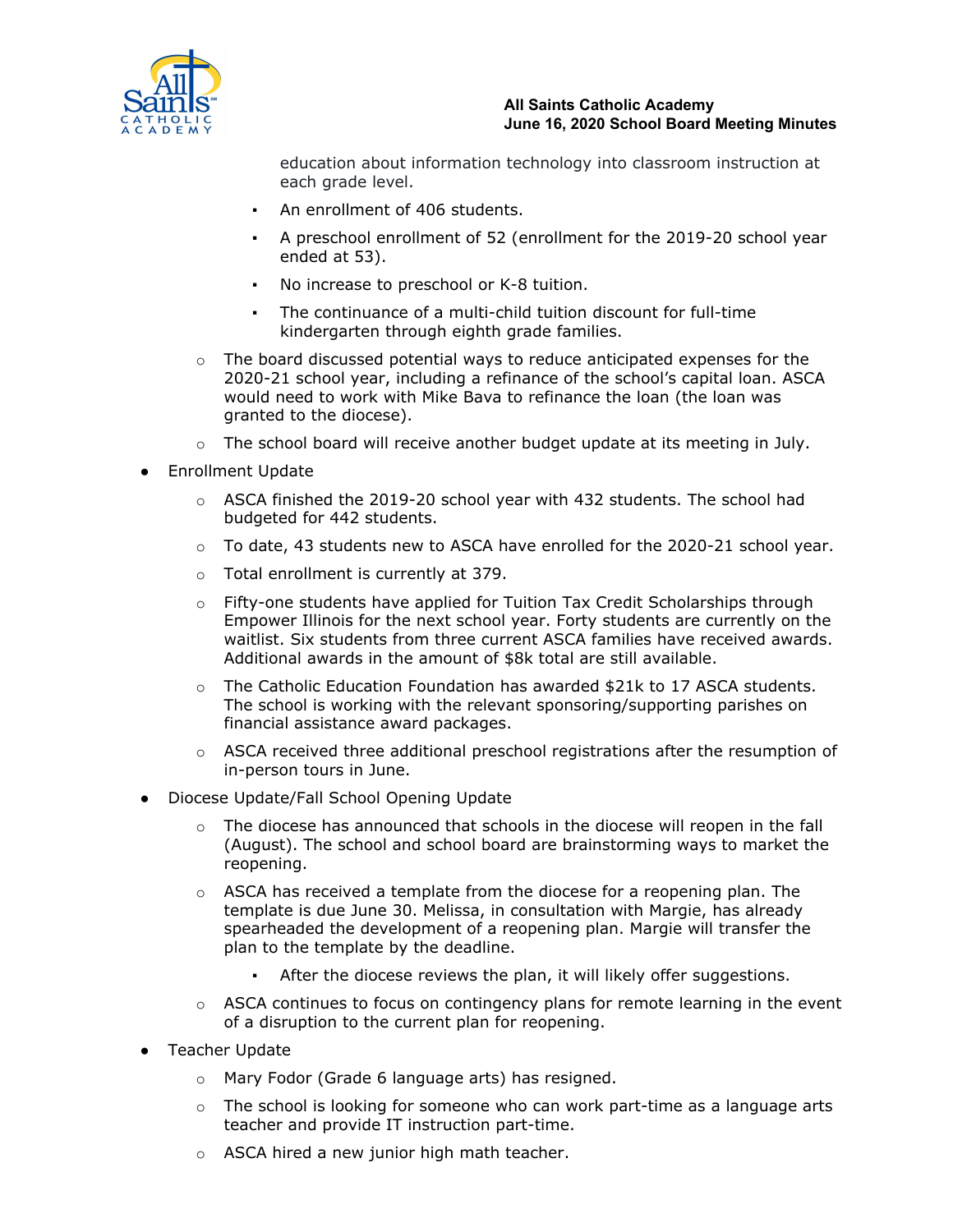education about information technology into classroom instruction at each grade level.

    - An enrollment of 406 students.
    - A preschool enrollment of 52 (enrollment for the 2019-20 school year ended at 53).
    - No increase to preschool or K-8 tuition.
    - The continuance of a multi-child tuition discount for full-time kindergarten through eighth grade families.

  - The board discussed potential ways to reduce anticipated expenses for the 2020-21 school year, including a refinance of the school's capital loan. ASCA would need to work with Mike Bava to refinance the loan (the loan was granted to the diocese).
  - The school board will receive another budget update at its meeting in July.

- Enrollment Update
  - ASCA finished the 2019-20 school year with 432 students. The school had budgeted for 442 students.
  - To date, 43 students new to ASCA have enrolled for the 2020-21 school year.
  - Total enrollment is currently at 379.
  - Fifty-one students have applied for Tuition Tax Credit Scholarships through Empower Illinois for the next school year. Forty students are currently on the waitlist. Six students from three current ASCA families have received awards. Additional awards in the amount of $8k total are still available.
  - The Catholic Education Foundation has awarded $21k to 17 ASCA students. The school is working with the relevant sponsoring/supporting parishes on financial assistance award packages.
  - ASCA received three additional preschool registrations after the resumption of in-person tours in June.

- Diocese Update/Fall School Opening Update
  - The diocese has announced that schools in the diocese will reopen in the fall (August). The school and school board are brainstorming ways to market the reopening.
  - ASCA has received a template from the diocese for a reopening plan. The template is due June 30. Melissa, in consultation with Margie, has already spearheaded the development of a reopening plan. Margie will transfer the plan to the template by the deadline.
    - After the diocese reviews the plan, it will likely offer suggestions.
  - ASCA continues to focus on contingency plans for remote learning in the event of a disruption to the current plan for reopening.

- Teacher Update
  - Mary Fodor (Grade 6 language arts) has resigned.
  - The school is looking for someone who can work part-time as a language arts teacher and provide IT instruction part-time.
  - ASCA hired a new junior high math teacher.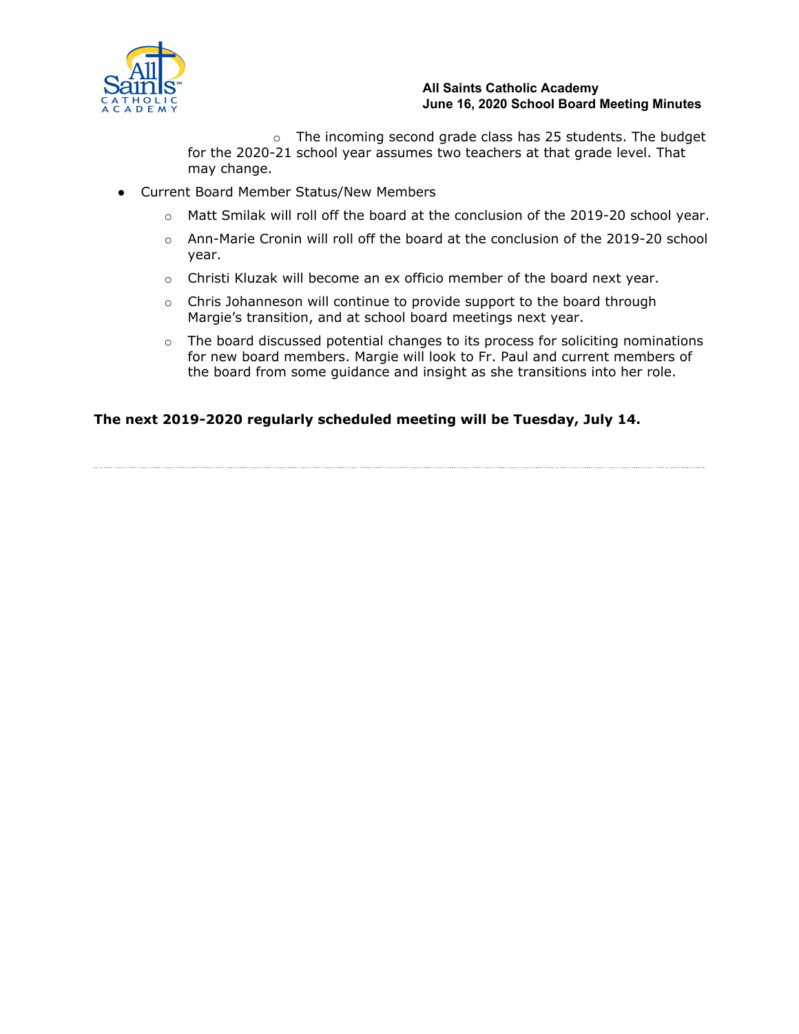- The incoming second grade class has 25 students. The budget for the 2020-21 school year assumes two teachers at that grade level. That may change.

- Current Board Member Status/New Members
  - Matt Smilak will roll off the board at the conclusion of the 2019-20 school year.
  - Ann-Marie Cronin will roll off the board at the conclusion of the 2019-20 school year.
  - Christi Kluzak will become an ex officio member of the board next year.
  - Chris Johanneson will continue to provide support to the board through Margie's transition, and at school board meetings next year.
  - The board discussed potential changes to its process for soliciting nominations for new board members. Margie will look to Fr. Paul and current members of the board from some guidance and insight as she transitions into her role.

**The next 2019-2020 regularly scheduled meeting will be Tuesday, July 14.**